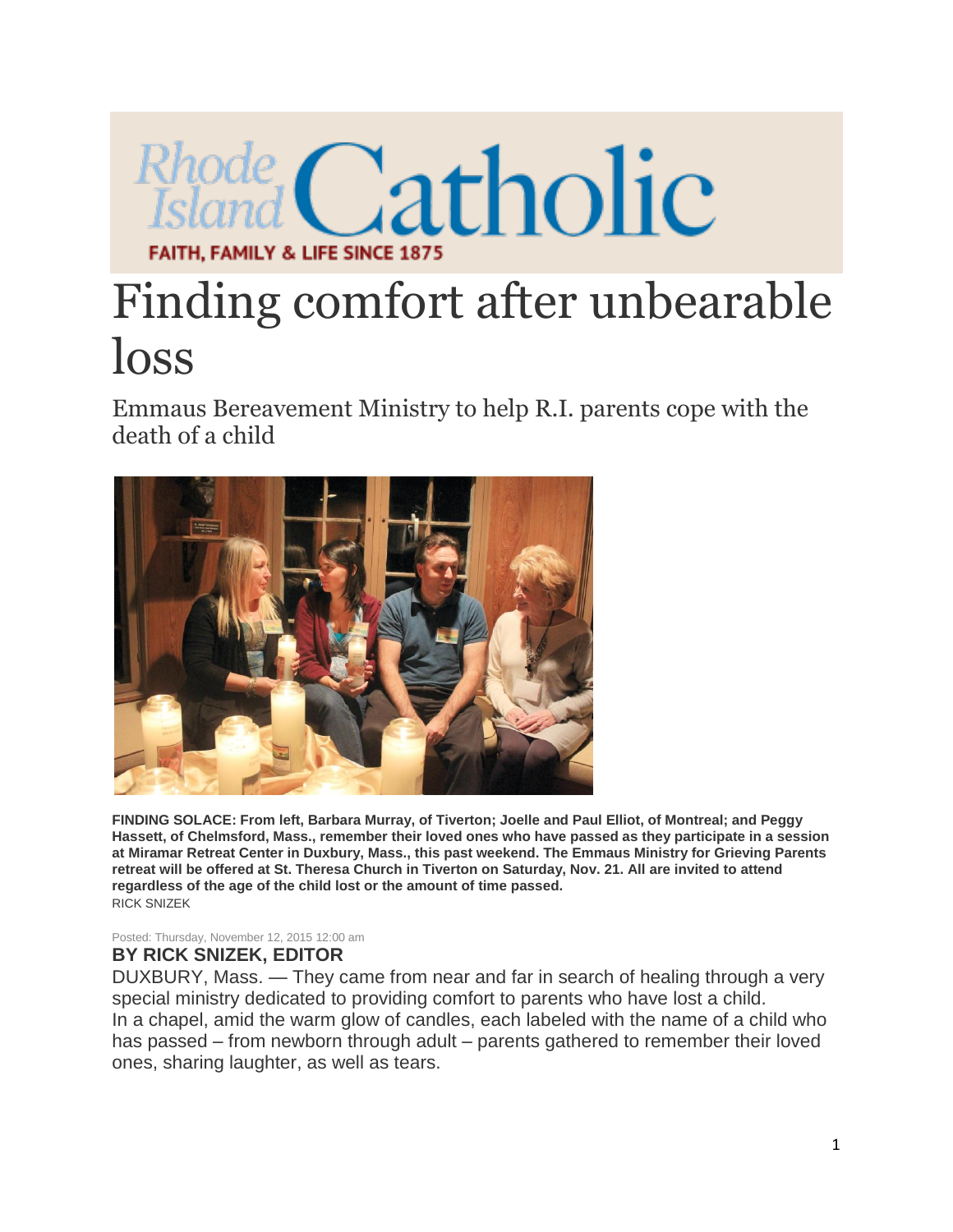Rhode Island Catholic

FAITH, FAMILY & LIFE SINCE 1875

# Finding comfort after unbearable loss

## Emmaus Bereavement Ministry to help R.I. parents cope with the death of a child

**FINDING SOLACE: From left, Barbara Murray, of Tiverton; Joelle and Paul Elliot, of Montreal; and Peggy Hassett, of Chelmsford, Mass., remember their loved ones who have passed as they participate in a session at Miramar Retreat Center in Duxbury, Mass., this past weekend. The Emmaus Ministry for Grieving Parents retreat will be offered at St. Theresa Church in Tiverton on Saturday, Nov. 21. All are invited to attend regardless of the age of the child lost or the amount of time passed.**
RICK SNIZEK

Posted: Thursday, November 12, 2015 12:00 am

**BY RICK SNIZEK, EDITOR**

DUXBURY, Mass. — They came from near and far in search of healing through a very special ministry dedicated to providing comfort to parents who have lost a child.
In a chapel, amid the warm glow of candles, each labeled with the name of a child who has passed – from newborn through adult – parents gathered to remember their loved ones, sharing laughter, as well as tears.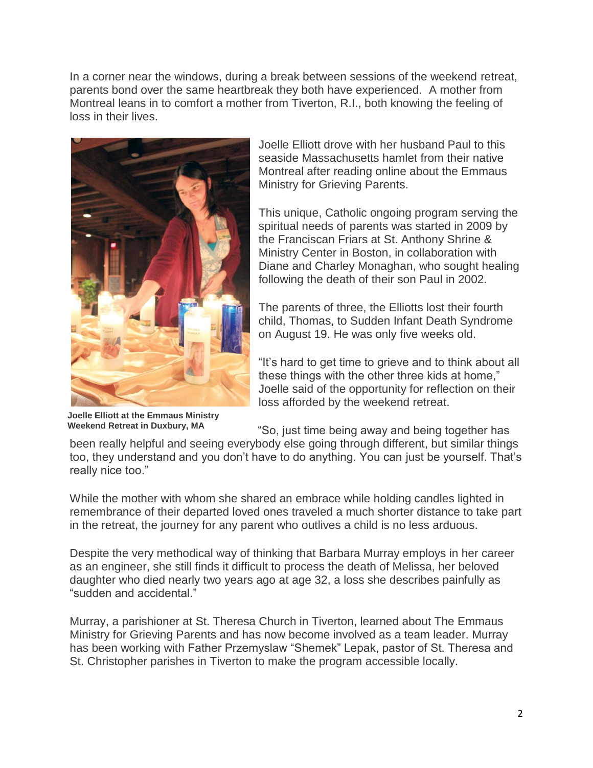In a corner near the windows, during a break between sessions of the weekend retreat, parents bond over the same heartbreak they both have experienced. A mother from Montreal leans in to comfort a mother from Tiverton, R.I., both knowing the feeling of loss in their lives.

**Joelle Elliott at the Emmaus Ministry Weekend Retreat in Duxbury, MA**

Joelle Elliott drove with her husband Paul to this seaside Massachusetts hamlet from their native Montreal after reading online about the Emmaus Ministry for Grieving Parents.

This unique, Catholic ongoing program serving the spiritual needs of parents was started in 2009 by the Franciscan Friars at St. Anthony Shrine & Ministry Center in Boston, in collaboration with Diane and Charley Monaghan, who sought healing following the death of their son Paul in 2002.

The parents of three, the Elliotts lost their fourth child, Thomas, to Sudden Infant Death Syndrome on August 19. He was only five weeks old.

"It's hard to get time to grieve and to think about all these things with the other three kids at home," Joelle said of the opportunity for reflection on their loss afforded by the weekend retreat.

"So, just time being away and being together has been really helpful and seeing everybody else going through different, but similar things too, they understand and you don't have to do anything. You can just be yourself. That's really nice too."

While the mother with whom she shared an embrace while holding candles lighted in remembrance of their departed loved ones traveled a much shorter distance to take part in the retreat, the journey for any parent who outlives a child is no less arduous.

Despite the very methodical way of thinking that Barbara Murray employs in her career as an engineer, she still finds it difficult to process the death of Melissa, her beloved daughter who died nearly two years ago at age 32, a loss she describes painfully as "sudden and accidental."

Murray, a parishioner at St. Theresa Church in Tiverton, learned about The Emmaus Ministry for Grieving Parents and has now become involved as a team leader. Murray has been working with Father Przemyslaw "Shemek" Lepak, pastor of St. Theresa and St. Christopher parishes in Tiverton to make the program accessible locally.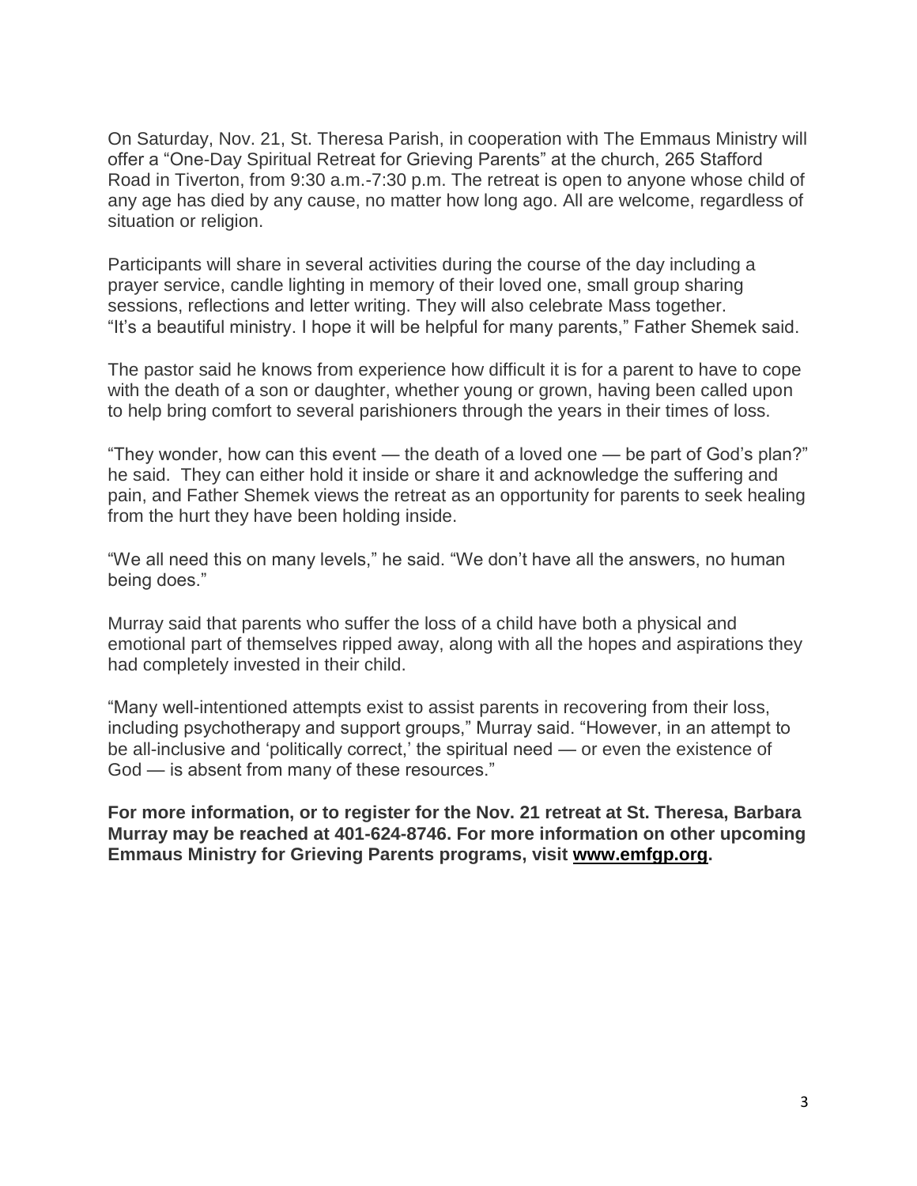On Saturday, Nov. 21, St. Theresa Parish, in cooperation with The Emmaus Ministry will offer a "One-Day Spiritual Retreat for Grieving Parents" at the church, 265 Stafford Road in Tiverton, from 9:30 a.m.-7:30 p.m. The retreat is open to anyone whose child of any age has died by any cause, no matter how long ago. All are welcome, regardless of situation or religion.

Participants will share in several activities during the course of the day including a prayer service, candle lighting in memory of their loved one, small group sharing sessions, reflections and letter writing. They will also celebrate Mass together. "It's a beautiful ministry. I hope it will be helpful for many parents," Father Shemek said.

The pastor said he knows from experience how difficult it is for a parent to have to cope with the death of a son or daughter, whether young or grown, having been called upon to help bring comfort to several parishioners through the years in their times of loss.

"They wonder, how can this event — the death of a loved one — be part of God's plan?" he said. They can either hold it inside or share it and acknowledge the suffering and pain, and Father Shemek views the retreat as an opportunity for parents to seek healing from the hurt they have been holding inside.

"We all need this on many levels," he said. "We don't have all the answers, no human being does."

Murray said that parents who suffer the loss of a child have both a physical and emotional part of themselves ripped away, along with all the hopes and aspirations they had completely invested in their child.

"Many well-intentioned attempts exist to assist parents in recovering from their loss, including psychotherapy and support groups," Murray said. "However, in an attempt to be all-inclusive and 'politically correct,' the spiritual need — or even the existence of God — is absent from many of these resources."

**For more information, or to register for the Nov. 21 retreat at St. Theresa, Barbara Murray may be reached at 401-624-8746. For more information on other upcoming Emmaus Ministry for Grieving Parents programs, visit [www.emfgp.org](http://www.emfgp.org).**